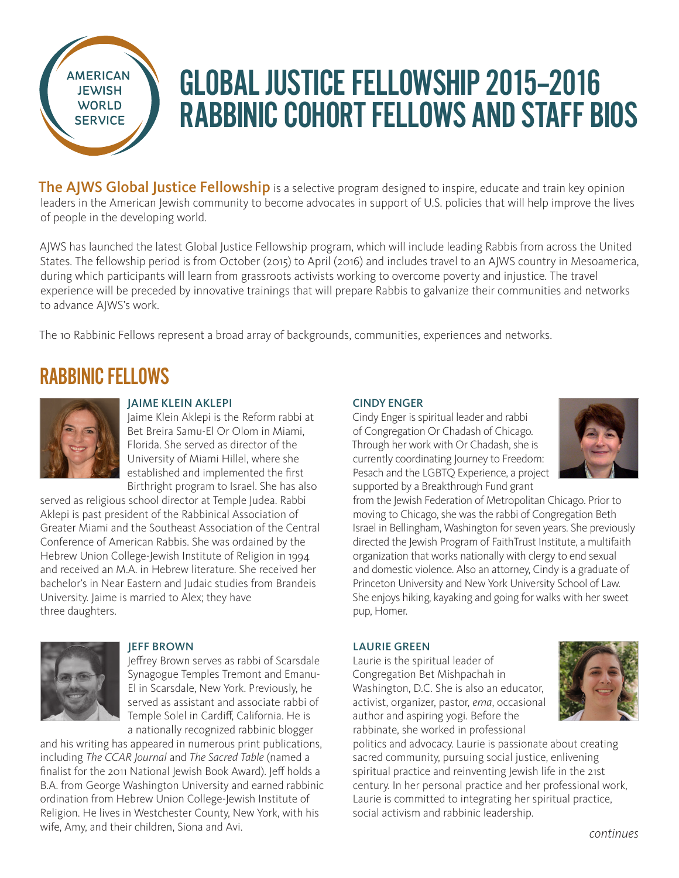# GLOBAL JUSTICE FELLOWSHIP 2015–2016 RABBINIC COHORT FELLOWS AND STAFF BIOS

**The AJWS Global Justice Fellowship** is a selective program designed to inspire, educate and train key opinion leaders in the American Jewish community to become advocates in support of U.S. policies that will help improve the lives of people in the developing world.

AJWS has launched the latest Global Justice Fellowship program, which will include leading Rabbis from across the United States. The fellowship period is from October (2015) to April (2016) and includes travel to an AJWS country in Mesoamerica, during which participants will learn from grassroots activists working to overcome poverty and injustice. The travel experience will be preceded by innovative trainings that will prepare Rabbis to galvanize their communities and networks to advance AJWS's work.

The 10 Rabbinic Fellows represent a broad array of backgrounds, communities, experiences and networks.

## RABBINIC FELLOWS

### JAIME KLEIN AKLEPI

Jaime Klein Aklepi is the Reform rabbi at Bet Breira Samu-El Or Olom in Miami, Florida. She served as director of the University of Miami Hillel, where she established and implemented the first Birthright program to Israel. She has also served as religious school director at Temple Judea. Rabbi Aklepi is past president of the Rabbinical Association of Greater Miami and the Southeast Association of the Central Conference of American Rabbis. She was ordained by the Hebrew Union College-Jewish Institute of Religion in 1994 and received an M.A. in Hebrew literature. She received her bachelor's in Near Eastern and Judaic studies from Brandeis University. Jaime is married to Alex; they have three daughters.

### JEFF BROWN

Jeffrey Brown serves as rabbi of Scarsdale Synagogue Temples Tremont and Emanu-El in Scarsdale, New York. Previously, he served as assistant and associate rabbi of Temple Solel in Cardiff, California. He is a nationally recognized rabbinic blogger and his writing has appeared in numerous print publications, including *The CCAR Journal* and *The Sacred Table* (named a finalist for the 2011 National Jewish Book Award). Jeff holds a B.A. from George Washington University and earned rabbinic ordination from Hebrew Union College-Jewish Institute of Religion. He lives in Westchester County, New York, with his wife, Amy, and their children, Siona and Avi.

### CINDY ENGER

Cindy Enger is spiritual leader and rabbi of Congregation Or Chadash of Chicago. Through her work with Or Chadash, she is currently coordinating Journey to Freedom: Pesach and the LGBTQ Experience, a project supported by a Breakthrough Fund grant from the Jewish Federation of Metropolitan Chicago. Prior to moving to Chicago, she was the rabbi of Congregation Beth Israel in Bellingham, Washington for seven years. She previously directed the Jewish Program of FaithTrust Institute, a multifaith organization that works nationally with clergy to end sexual and domestic violence. Also an attorney, Cindy is a graduate of Princeton University and New York University School of Law. She enjoys hiking, kayaking and going for walks with her sweet pup, Homer.

### LAURIE GREEN

Laurie is the spiritual leader of Congregation Bet Mishpachah in Washington, D.C. She is also an educator, activist, organizer, pastor, *ema*, occasional author and aspiring yogi. Before the rabbinate, she worked in professional politics and advocacy. Laurie is passionate about creating sacred community, pursuing social justice, enlivening spiritual practice and reinventing Jewish life in the 21st century. In her personal practice and her professional work, Laurie is committed to integrating her spiritual practice, social activism and rabbinic leadership.

*continues*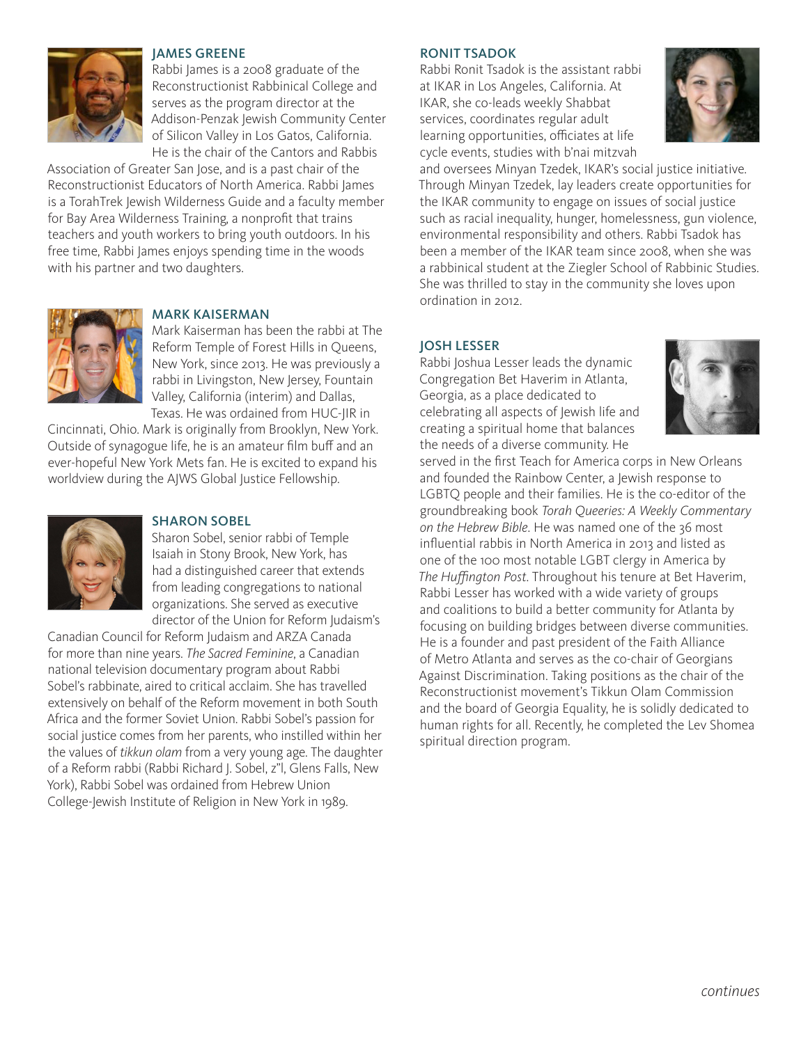### JAMES GREENE

Rabbi James is a 2008 graduate of the Reconstructionist Rabbinical College and serves as the program director at the Addison-Penzak Jewish Community Center of Silicon Valley in Los Gatos, California. He is the chair of the Cantors and Rabbis Association of Greater San Jose, and is a past chair of the Reconstructionist Educators of North America. Rabbi James is a TorahTrek Jewish Wilderness Guide and a faculty member for Bay Area Wilderness Training, a nonprofit that trains teachers and youth workers to bring youth outdoors. In his free time, Rabbi James enjoys spending time in the woods with his partner and two daughters.

### MARK KAISERMAN

Mark Kaiserman has been the rabbi at The Reform Temple of Forest Hills in Queens, New York, since 2013. He was previously a rabbi in Livingston, New Jersey, Fountain Valley, California (interim) and Dallas, Texas. He was ordained from HUC-JIR in Cincinnati, Ohio. Mark is originally from Brooklyn, New York. Outside of synagogue life, he is an amateur film buff and an ever-hopeful New York Mets fan. He is excited to expand his worldview during the AJWS Global Justice Fellowship.

### SHARON SOBEL

Sharon Sobel, senior rabbi of Temple Isaiah in Stony Brook, New York, has had a distinguished career that extends from leading congregations to national organizations. She served as executive director of the Union for Reform Judaism's Canadian Council for Reform Judaism and ARZA Canada for more than nine years. *The Sacred Feminine*, a Canadian national television documentary program about Rabbi Sobel's rabbinate, aired to critical acclaim. She has travelled extensively on behalf of the Reform movement in both South Africa and the former Soviet Union. Rabbi Sobel's passion for social justice comes from her parents, who instilled within her the values of *tikkun olam* from a very young age. The daughter of a Reform rabbi (Rabbi Richard J. Sobel, z"l, Glens Falls, New York), Rabbi Sobel was ordained from Hebrew Union College-Jewish Institute of Religion in New York in 1989.

### RONIT TSADOK

Rabbi Ronit Tsadok is the assistant rabbi at IKAR in Los Angeles, California. At IKAR, she co-leads weekly Shabbat services, coordinates regular adult learning opportunities, officiates at life cycle events, studies with b'nai mitzvah and oversees Minyan Tzedek, IKAR's social justice initiative. Through Minyan Tzedek, lay leaders create opportunities for the IKAR community to engage on issues of social justice such as racial inequality, hunger, homelessness, gun violence, environmental responsibility and others. Rabbi Tsadok has been a member of the IKAR team since 2008, when she was a rabbinical student at the Ziegler School of Rabbinic Studies. She was thrilled to stay in the community she loves upon ordination in 2012.

### JOSH LESSER

Rabbi Joshua Lesser leads the dynamic Congregation Bet Haverim in Atlanta, Georgia, as a place dedicated to celebrating all aspects of Jewish life and creating a spiritual home that balances the needs of a diverse community. He served in the first Teach for America corps in New Orleans and founded the Rainbow Center, a Jewish response to LGBTQ people and their families. He is the co-editor of the groundbreaking book *Torah Queeries: A Weekly Commentary on the Hebrew Bible*. He was named one of the 36 most influential rabbis in North America in 2013 and listed as one of the 100 most notable LGBT clergy in America by *The Huffington Post*. Throughout his tenure at Bet Haverim, Rabbi Lesser has worked with a wide variety of groups and coalitions to build a better community for Atlanta by focusing on building bridges between diverse communities. He is a founder and past president of the Faith Alliance of Metro Atlanta and serves as the co-chair of Georgians Against Discrimination. Taking positions as the chair of the Reconstructionist movement's Tikkun Olam Commission and the board of Georgia Equality, he is solidly dedicated to human rights for all. Recently, he completed the Lev Shomea spiritual direction program.

*continues*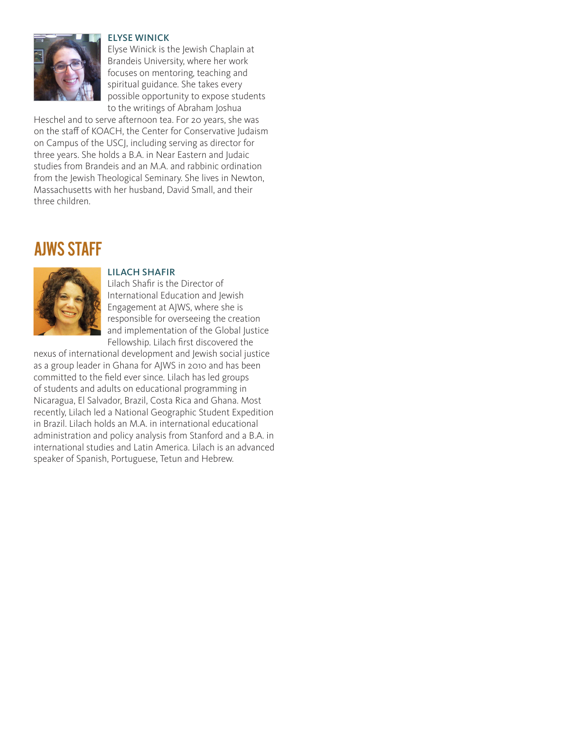### ELYSE WINICK

Elyse Winick is the Jewish Chaplain at Brandeis University, where her work focuses on mentoring, teaching and spiritual guidance. She takes every possible opportunity to expose students to the writings of Abraham Joshua Heschel and to serve afternoon tea. For 20 years, she was on the staff of KOACH, the Center for Conservative Judaism on Campus of the USCJ, including serving as director for three years. She holds a B.A. in Near Eastern and Judaic studies from Brandeis and an M.A. and rabbinic ordination from the Jewish Theological Seminary. She lives in Newton, Massachusetts with her husband, David Small, and their three children.

## AJWS STAFF

### LILACH SHAFIR

Lilach Shafir is the Director of International Education and Jewish Engagement at AJWS, where she is responsible for overseeing the creation and implementation of the Global Justice Fellowship. Lilach first discovered the nexus of international development and Jewish social justice as a group leader in Ghana for AJWS in 2010 and has been committed to the field ever since. Lilach has led groups of students and adults on educational programming in Nicaragua, El Salvador, Brazil, Costa Rica and Ghana. Most recently, Lilach led a National Geographic Student Expedition in Brazil. Lilach holds an M.A. in international educational administration and policy analysis from Stanford and a B.A. in international studies and Latin America. Lilach is an advanced speaker of Spanish, Portuguese, Tetun and Hebrew.